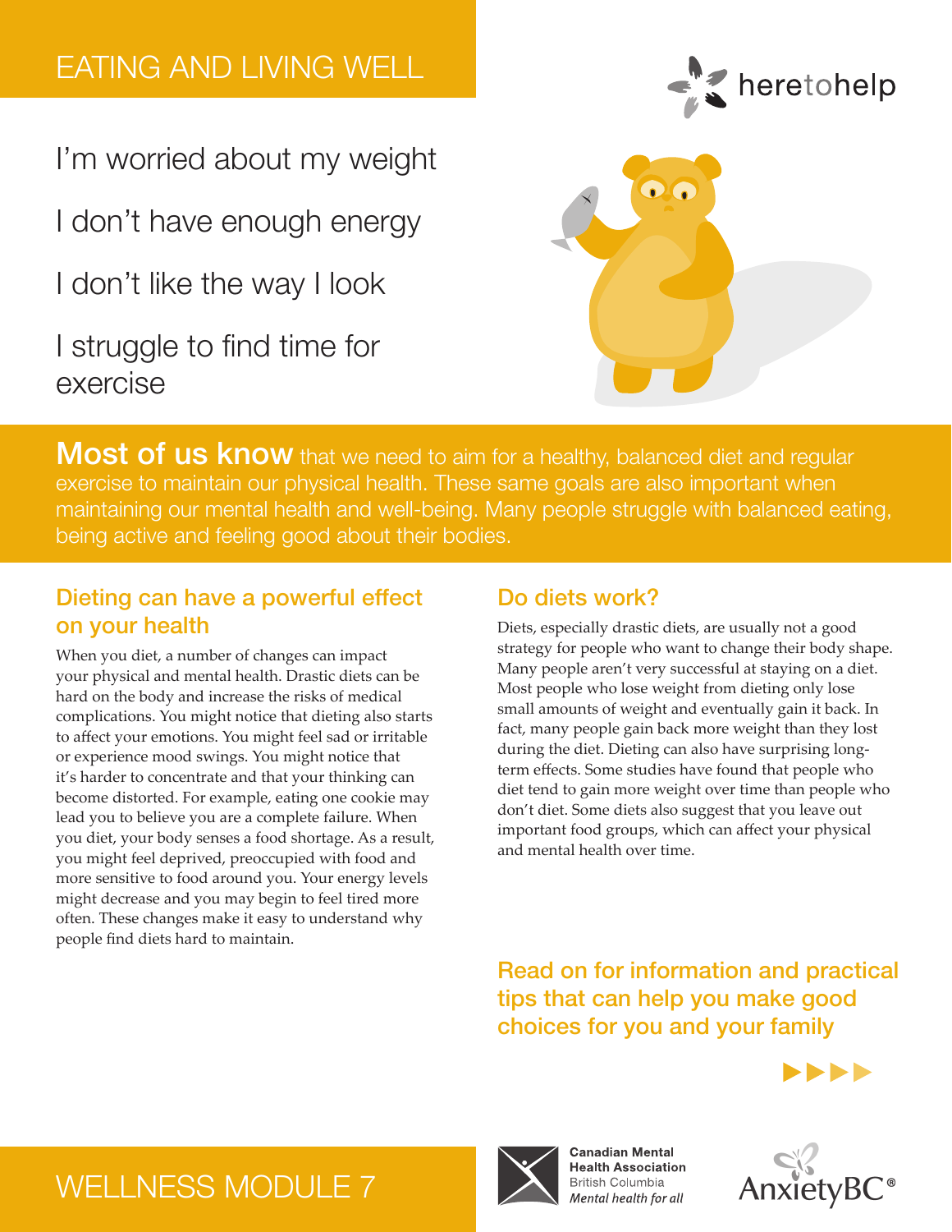# EATING AND LIVING WELL

I'm worried about my weight

I don't have enough energy

I don't like the way I look

I struggle to find time for exercise

**Most of us know** that we need to aim for a healthy, balanced diet and regular exercise to maintain our physical health. These same goals are also important when maintaining our mental health and well-being. Many people struggle with balanced eating, being active and feeling good about their bodies.

## Dieting can have a powerful effect on your health

When you diet, a number of changes can impact your physical and mental health. Drastic diets can be hard on the body and increase the risks of medical complications. You might notice that dieting also starts to affect your emotions. You might feel sad or irritable or experience mood swings. You might notice that it's harder to concentrate and that your thinking can become distorted. For example, eating one cookie may lead you to believe you are a complete failure. When you diet, your body senses a food shortage. As a result, you might feel deprived, preoccupied with food and more sensitive to food around you. Your energy levels might decrease and you may begin to feel tired more often. These changes make it easy to understand why people find diets hard to maintain.

## Do diets work?

Diets, especially drastic diets, are usually not a good strategy for people who want to change their body shape. Many people aren't very successful at staying on a diet. Most people who lose weight from dieting only lose small amounts of weight and eventually gain it back. In fact, many people gain back more weight than they lost during the diet. Dieting can also have surprising long-term effects. Some studies have found that people who diet tend to gain more weight over time than people who don't diet. Some diets also suggest that you leave out important food groups, which can affect your physical and mental health over time.

## Read on for information and practical tips that can help you make good choices for you and your family

WELLNESS MODULE 7

Canadian Mental Health Association British Columbia *Mental health for all*

AnxietyBC®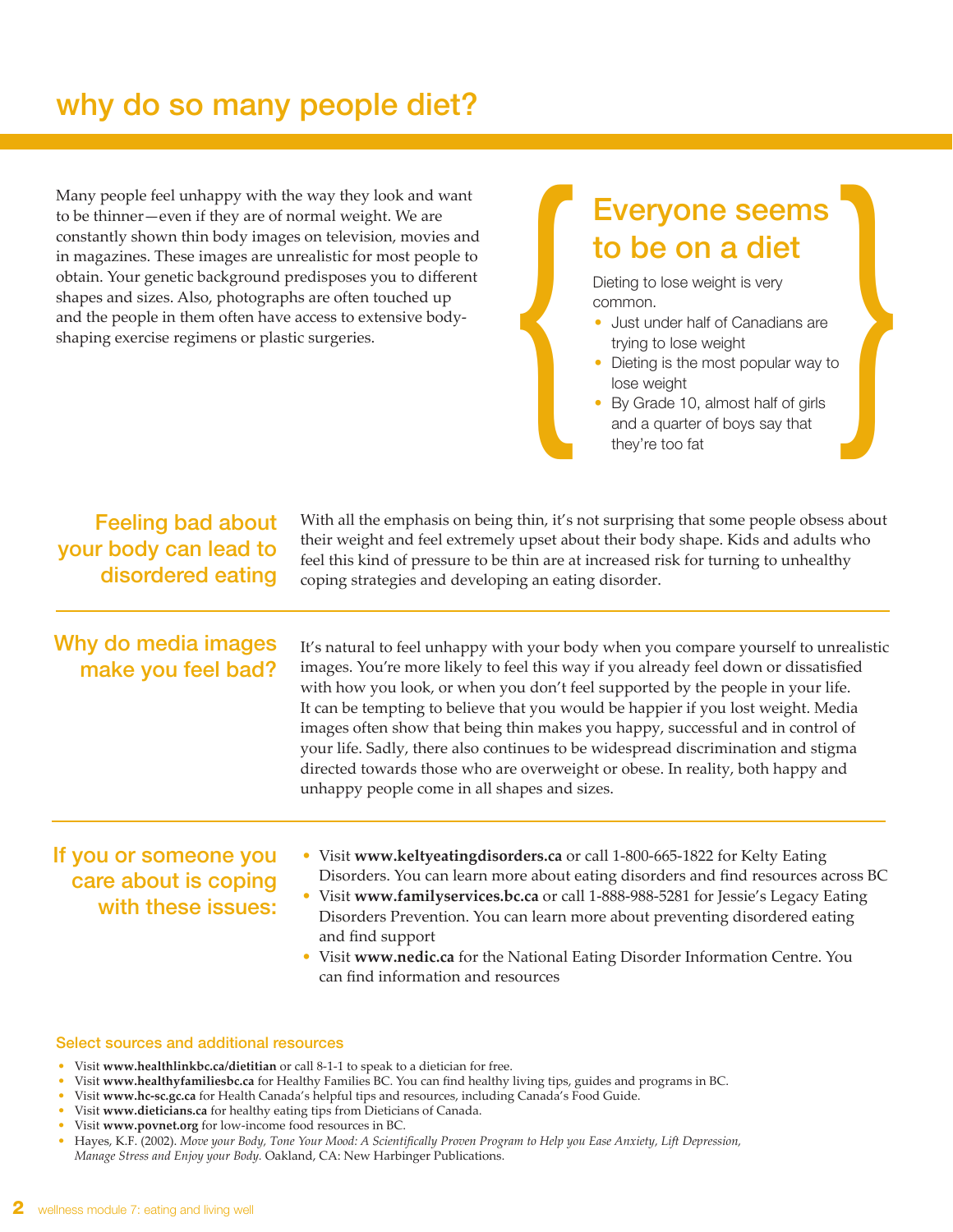# why do so many people diet?

Many people feel unhappy with the way they look and want to be thinner—even if they are of normal weight. We are constantly shown thin body images on television, movies and in magazines. These images are unrealistic for most people to obtain. Your genetic background predisposes you to different shapes and sizes. Also, photographs are often touched up and the people in them often have access to extensive body-shaping exercise regimens or plastic surgeries.

## Everyone seems to be on a diet

Dieting to lose weight is very common.

- Just under half of Canadians are trying to lose weight
- Dieting is the most popular way to lose weight
- By Grade 10, almost half of girls and a quarter of boys say that they're too fat

## Feeling bad about your body can lead to disordered eating

With all the emphasis on being thin, it's not surprising that some people obsess about their weight and feel extremely upset about their body shape. Kids and adults who feel this kind of pressure to be thin are at increased risk for turning to unhealthy coping strategies and developing an eating disorder.

## Why do media images make you feel bad?

It's natural to feel unhappy with your body when you compare yourself to unrealistic images. You're more likely to feel this way if you already feel down or dissatisfied with how you look, or when you don't feel supported by the people in your life. It can be tempting to believe that you would be happier if you lost weight. Media images often show that being thin makes you happy, successful and in control of your life. Sadly, there also continues to be widespread discrimination and stigma directed towards those who are overweight or obese. In reality, both happy and unhappy people come in all shapes and sizes.

## If you or someone you care about is coping with these issues:

- Visit **www.keltyeatingdisorders.ca** or call 1-800-665-1822 for Kelty Eating Disorders. You can learn more about eating disorders and find resources across BC
- Visit **www.familyservices.bc.ca** or call 1-888-988-5281 for Jessie's Legacy Eating Disorders Prevention. You can learn more about preventing disordered eating and find support
- Visit **www.nedic.ca** for the National Eating Disorder Information Centre. You can find information and resources

### Select sources and additional resources

- Visit **www.healthlinkbc.ca/dietitian** or call 8-1-1 to speak to a dietician for free.
- Visit **www.healthyfamiliesbc.ca** for Healthy Families BC. You can find healthy living tips, guides and programs in BC.
- Visit **www.hc-sc.gc.ca** for Health Canada's helpful tips and resources, including Canada's Food Guide.
- Visit **www.dieticians.ca** for healthy eating tips from Dieticians of Canada.
- Visit **www.povnet.org** for low-income food resources in BC.
- Hayes, K.F. (2002). *Move your Body, Tone Your Mood: A Scientifically Proven Program to Help you Ease Anxiety, Lift Depression, Manage Stress and Enjoy your Body.* Oakland, CA: New Harbinger Publications.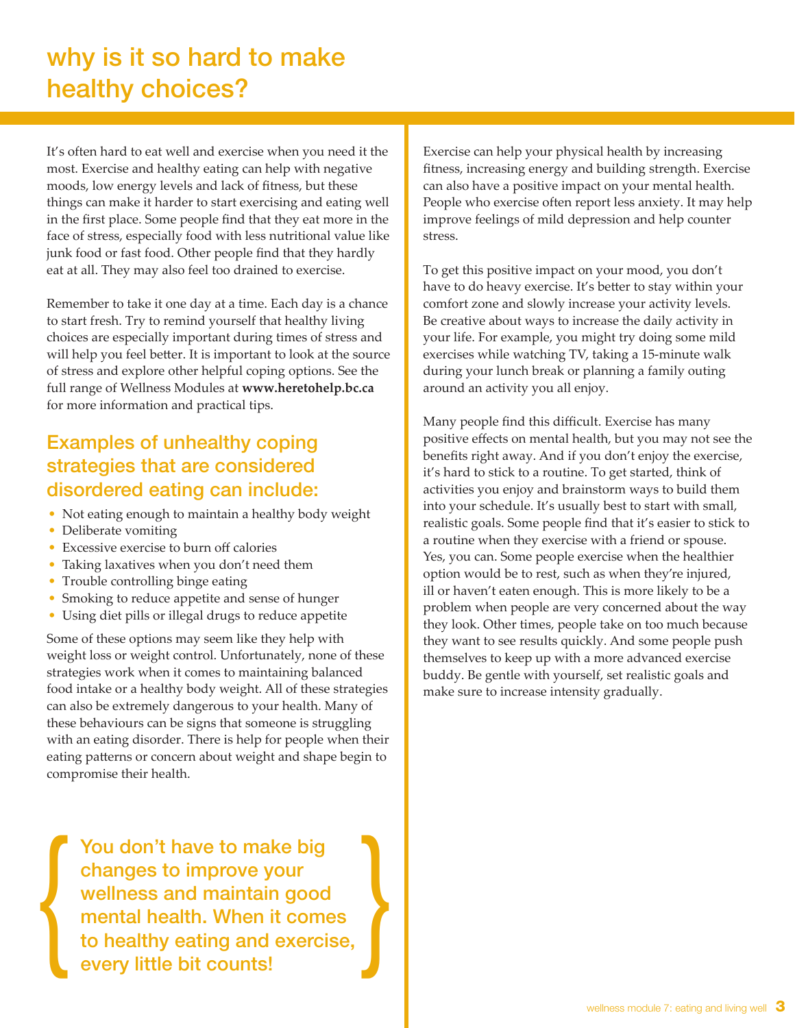# why is it so hard to make healthy choices?

It's often hard to eat well and exercise when you need it the most. Exercise and healthy eating can help with negative moods, low energy levels and lack of fitness, but these things can make it harder to start exercising and eating well in the first place. Some people find that they eat more in the face of stress, especially food with less nutritional value like junk food or fast food. Other people find that they hardly eat at all. They may also feel too drained to exercise.

Remember to take it one day at a time. Each day is a chance to start fresh. Try to remind yourself that healthy living choices are especially important during times of stress and will help you feel better. It is important to look at the source of stress and explore other helpful coping options. See the full range of Wellness Modules at **www.heretohelp.bc.ca** for more information and practical tips.

## Examples of unhealthy coping strategies that are considered disordered eating can include:

- Not eating enough to maintain a healthy body weight
- Deliberate vomiting
- Excessive exercise to burn off calories
- Taking laxatives when you don't need them
- Trouble controlling binge eating
- Smoking to reduce appetite and sense of hunger
- Using diet pills or illegal drugs to reduce appetite

Some of these options may seem like they help with weight loss or weight control. Unfortunately, none of these strategies work when it comes to maintaining balanced food intake or a healthy body weight. All of these strategies can also be extremely dangerous to your health. Many of these behaviours can be signs that someone is struggling with an eating disorder. There is help for people when their eating patterns or concern about weight and shape begin to compromise their health.

> You don't have to make big changes to improve your wellness and maintain good mental health. When it comes to healthy eating and exercise, every little bit counts!

Exercise can help your physical health by increasing fitness, increasing energy and building strength. Exercise can also have a positive impact on your mental health. People who exercise often report less anxiety. It may help improve feelings of mild depression and help counter stress.

To get this positive impact on your mood, you don't have to do heavy exercise. It's better to stay within your comfort zone and slowly increase your activity levels. Be creative about ways to increase the daily activity in your life. For example, you might try doing some mild exercises while watching TV, taking a 15-minute walk during your lunch break or planning a family outing around an activity you all enjoy.

Many people find this difficult. Exercise has many positive effects on mental health, but you may not see the benefits right away. And if you don't enjoy the exercise, it's hard to stick to a routine. To get started, think of activities you enjoy and brainstorm ways to build them into your schedule. It's usually best to start with small, realistic goals. Some people find that it's easier to stick to a routine when they exercise with a friend or spouse. Yes, you can. Some people exercise when the healthier option would be to rest, such as when they're injured, ill or haven't eaten enough. This is more likely to be a problem when people are very concerned about the way they look. Other times, people take on too much because they want to see results quickly. And some people push themselves to keep up with a more advanced exercise buddy. Be gentle with yourself, set realistic goals and make sure to increase intensity gradually.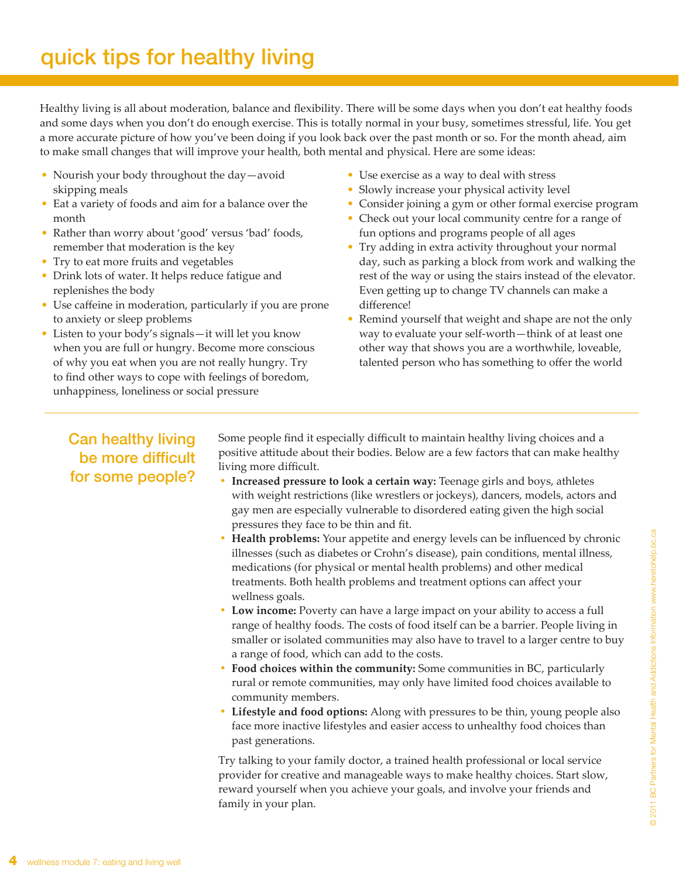# quick tips for healthy living

Healthy living is all about moderation, balance and flexibility. There will be some days when you don't eat healthy foods and some days when you don't do enough exercise. This is totally normal in your busy, sometimes stressful, life. You get a more accurate picture of how you've been doing if you look back over the past month or so. For the month ahead, aim to make small changes that will improve your health, both mental and physical. Here are some ideas:

- Nourish your body throughout the day—avoid skipping meals
- Eat a variety of foods and aim for a balance over the month
- Rather than worry about 'good' versus 'bad' foods, remember that moderation is the key
- Try to eat more fruits and vegetables
- Drink lots of water. It helps reduce fatigue and replenishes the body
- Use caffeine in moderation, particularly if you are prone to anxiety or sleep problems
- Listen to your body's signals—it will let you know when you are full or hungry. Become more conscious of why you eat when you are not really hungry. Try to find other ways to cope with feelings of boredom, unhappiness, loneliness or social pressure
- Use exercise as a way to deal with stress
- Slowly increase your physical activity level
- Consider joining a gym or other formal exercise program
- Check out your local community centre for a range of fun options and programs people of all ages
- Try adding in extra activity throughout your normal day, such as parking a block from work and walking the rest of the way or using the stairs instead of the elevator. Even getting up to change TV channels can make a difference!
- Remind yourself that weight and shape are not the only way to evaluate your self-worth—think of at least one other way that shows you are a worthwhile, loveable, talented person who has something to offer the world

## Can healthy living be more difficult for some people?

Some people find it especially difficult to maintain healthy living choices and a positive attitude about their bodies. Below are a few factors that can make healthy living more difficult.

- **Increased pressure to look a certain way:** Teenage girls and boys, athletes with weight restrictions (like wrestlers or jockeys), dancers, models, actors and gay men are especially vulnerable to disordered eating given the high social pressures they face to be thin and fit.
- **Health problems:** Your appetite and energy levels can be influenced by chronic illnesses (such as diabetes or Crohn's disease), pain conditions, mental illness, medications (for physical or mental health problems) and other medical treatments. Both health problems and treatment options can affect your wellness goals.
- **Low income:** Poverty can have a large impact on your ability to access a full range of healthy foods. The costs of food itself can be a barrier. People living in smaller or isolated communities may also have to travel to a larger centre to buy a range of food, which can add to the costs.
- **Food choices within the community:** Some communities in BC, particularly rural or remote communities, may only have limited food choices available to community members.
- **Lifestyle and food options:** Along with pressures to be thin, young people also face more inactive lifestyles and easier access to unhealthy food choices than past generations.

Try talking to your family doctor, a trained health professional or local service provider for creative and manageable ways to make healthy choices. Start slow, reward yourself when you achieve your goals, and involve your friends and family in your plan.